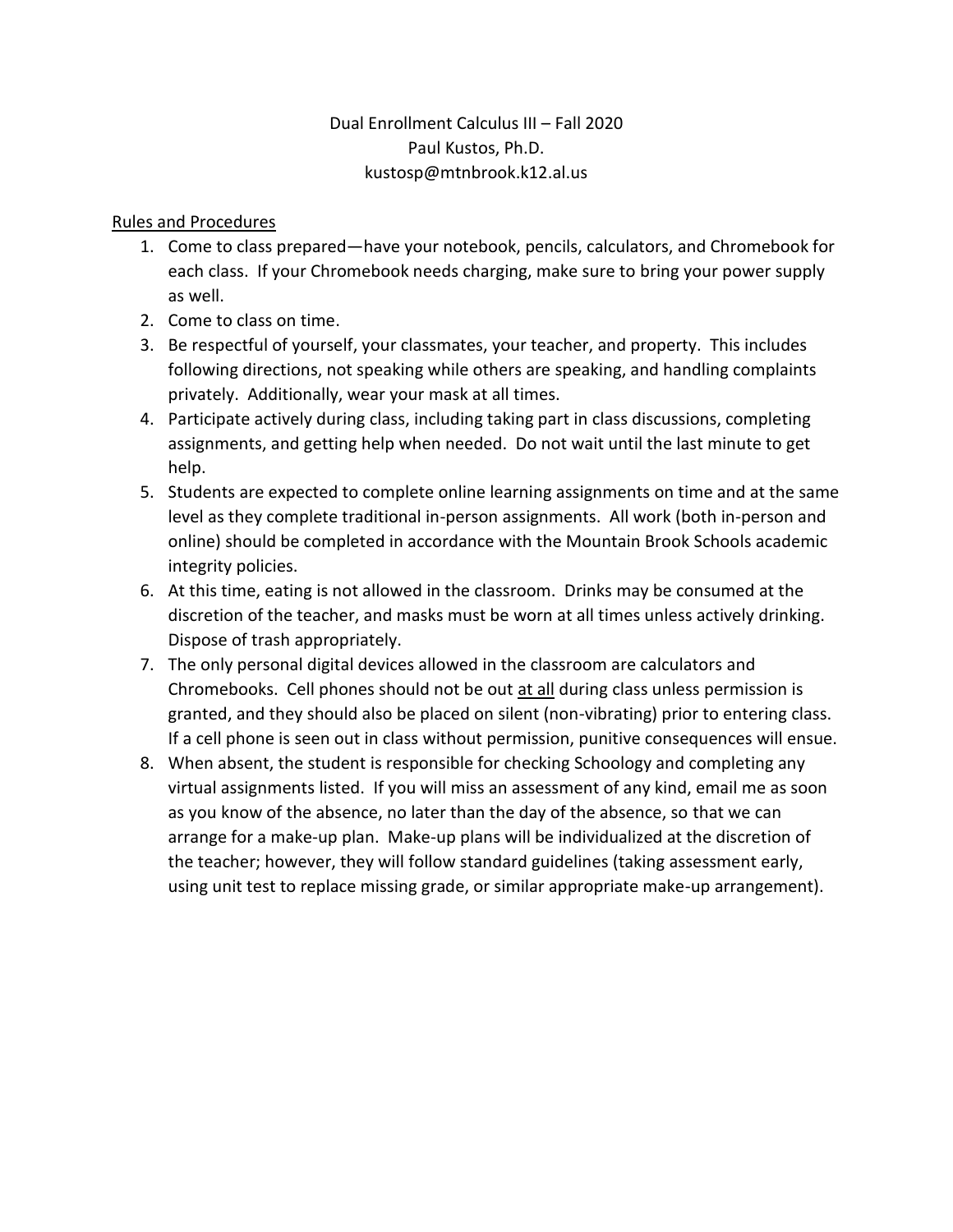Dual Enrollment Calculus III – Fall 2020
Paul Kustos, Ph.D.
kustosp@mtnbrook.k12.al.us

## Rules and Procedures

1. Come to class prepared—have your notebook, pencils, calculators, and Chromebook for each class. If your Chromebook needs charging, make sure to bring your power supply as well.
2. Come to class on time.
3. Be respectful of yourself, your classmates, your teacher, and property. This includes following directions, not speaking while others are speaking, and handling complaints privately. Additionally, wear your mask at all times.
4. Participate actively during class, including taking part in class discussions, completing assignments, and getting help when needed. Do not wait until the last minute to get help.
5. Students are expected to complete online learning assignments on time and at the same level as they complete traditional in-person assignments. All work (both in-person and online) should be completed in accordance with the Mountain Brook Schools academic integrity policies.
6. At this time, eating is not allowed in the classroom. Drinks may be consumed at the discretion of the teacher, and masks must be worn at all times unless actively drinking. Dispose of trash appropriately.
7. The only personal digital devices allowed in the classroom are calculators and Chromebooks. Cell phones should not be out <u>at all</u> during class unless permission is granted, and they should also be placed on silent (non-vibrating) prior to entering class. If a cell phone is seen out in class without permission, punitive consequences will ensue.
8. When absent, the student is responsible for checking Schoology and completing any virtual assignments listed. If you will miss an assessment of any kind, email me as soon as you know of the absence, no later than the day of the absence, so that we can arrange for a make-up plan. Make-up plans will be individualized at the discretion of the teacher; however, they will follow standard guidelines (taking assessment early, using unit test to replace missing grade, or similar appropriate make-up arrangement).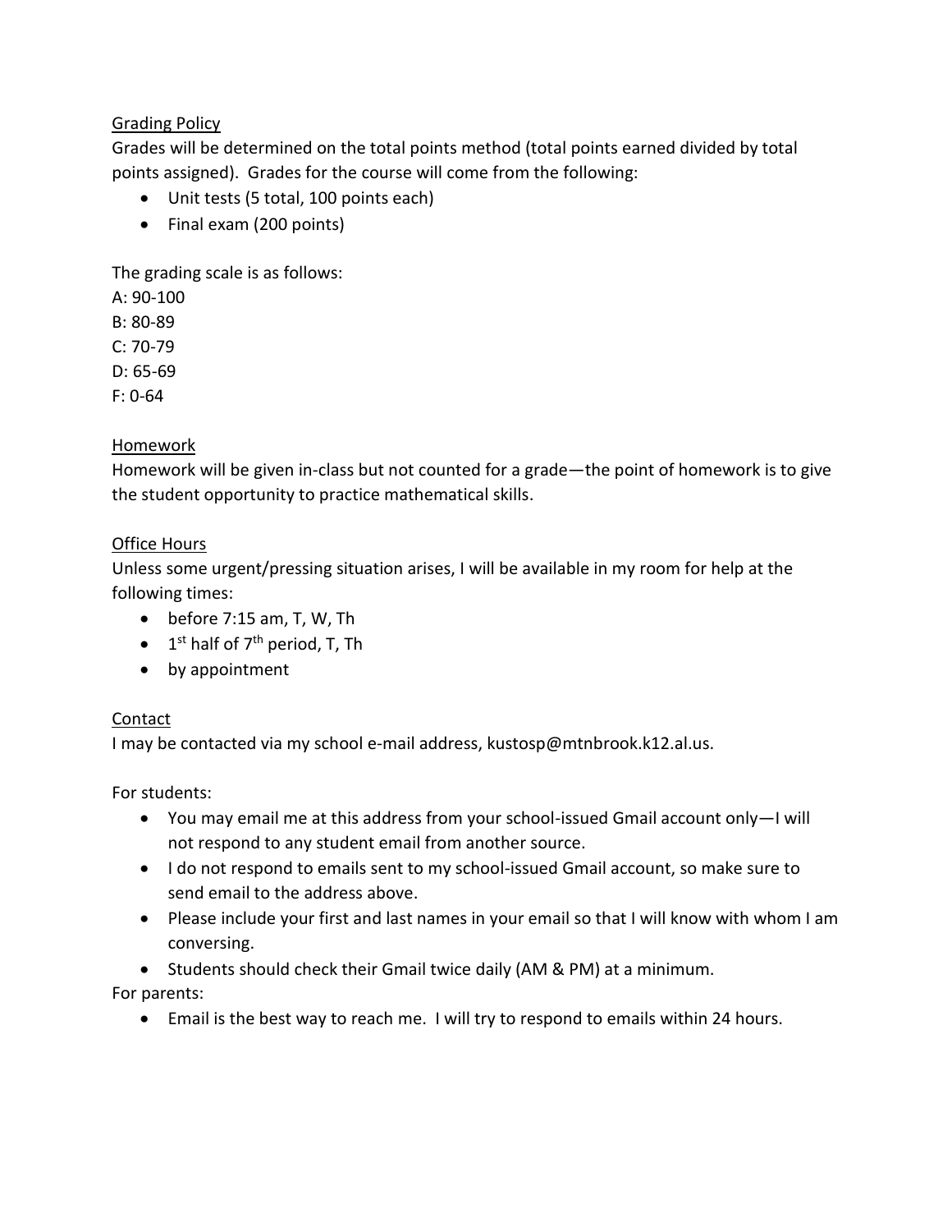## Grading Policy

Grades will be determined on the total points method (total points earned divided by total points assigned). Grades for the course will come from the following:

- Unit tests (5 total, 100 points each)
- Final exam (200 points)

The grading scale is as follows:

A: 90-100
B: 80-89
C: 70-79
D: 65-69
F: 0-64

## Homework

Homework will be given in-class but not counted for a grade—the point of homework is to give the student opportunity to practice mathematical skills.

## Office Hours

Unless some urgent/pressing situation arises, I will be available in my room for help at the following times:

- before 7:15 am, T, W, Th
- 1st half of 7th period, T, Th
- by appointment

## Contact

I may be contacted via my school e-mail address, kustosp@mtnbrook.k12.al.us.

For students:

- You may email me at this address from your school-issued Gmail account only—I will not respond to any student email from another source.
- I do not respond to emails sent to my school-issued Gmail account, so make sure to send email to the address above.
- Please include your first and last names in your email so that I will know with whom I am conversing.
- Students should check their Gmail twice daily (AM & PM) at a minimum.

For parents:

- Email is the best way to reach me. I will try to respond to emails within 24 hours.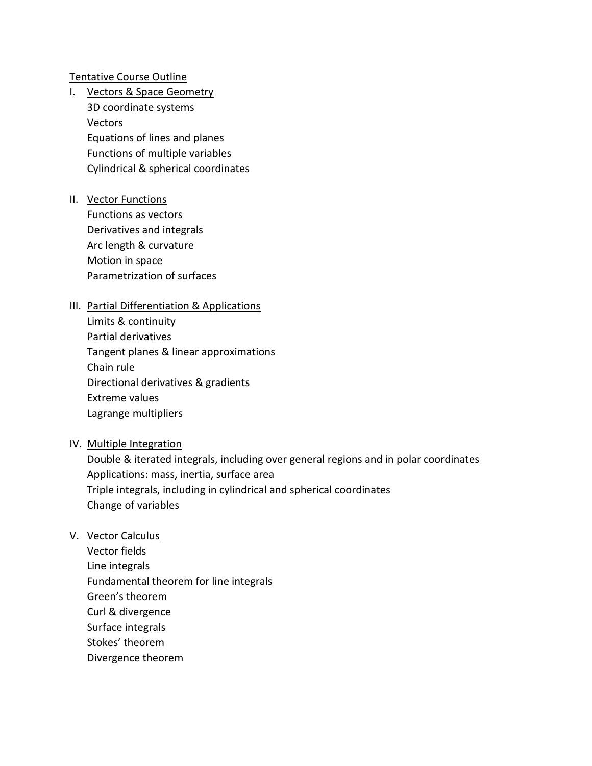Tentative Course Outline

I. Vectors & Space Geometry
   - 3D coordinate systems
   - Vectors
   - Equations of lines and planes
   - Functions of multiple variables
   - Cylindrical & spherical coordinates

II. Vector Functions
   - Functions as vectors
   - Derivatives and integrals
   - Arc length & curvature
   - Motion in space
   - Parametrization of surfaces

III. Partial Differentiation & Applications
   - Limits & continuity
   - Partial derivatives
   - Tangent planes & linear approximations
   - Chain rule
   - Directional derivatives & gradients
   - Extreme values
   - Lagrange multipliers

IV. Multiple Integration
   - Double & iterated integrals, including over general regions and in polar coordinates
   - Applications: mass, inertia, surface area
   - Triple integrals, including in cylindrical and spherical coordinates
   - Change of variables

V. Vector Calculus
   - Vector fields
   - Line integrals
   - Fundamental theorem for line integrals
   - Green's theorem
   - Curl & divergence
   - Surface integrals
   - Stokes' theorem
   - Divergence theorem